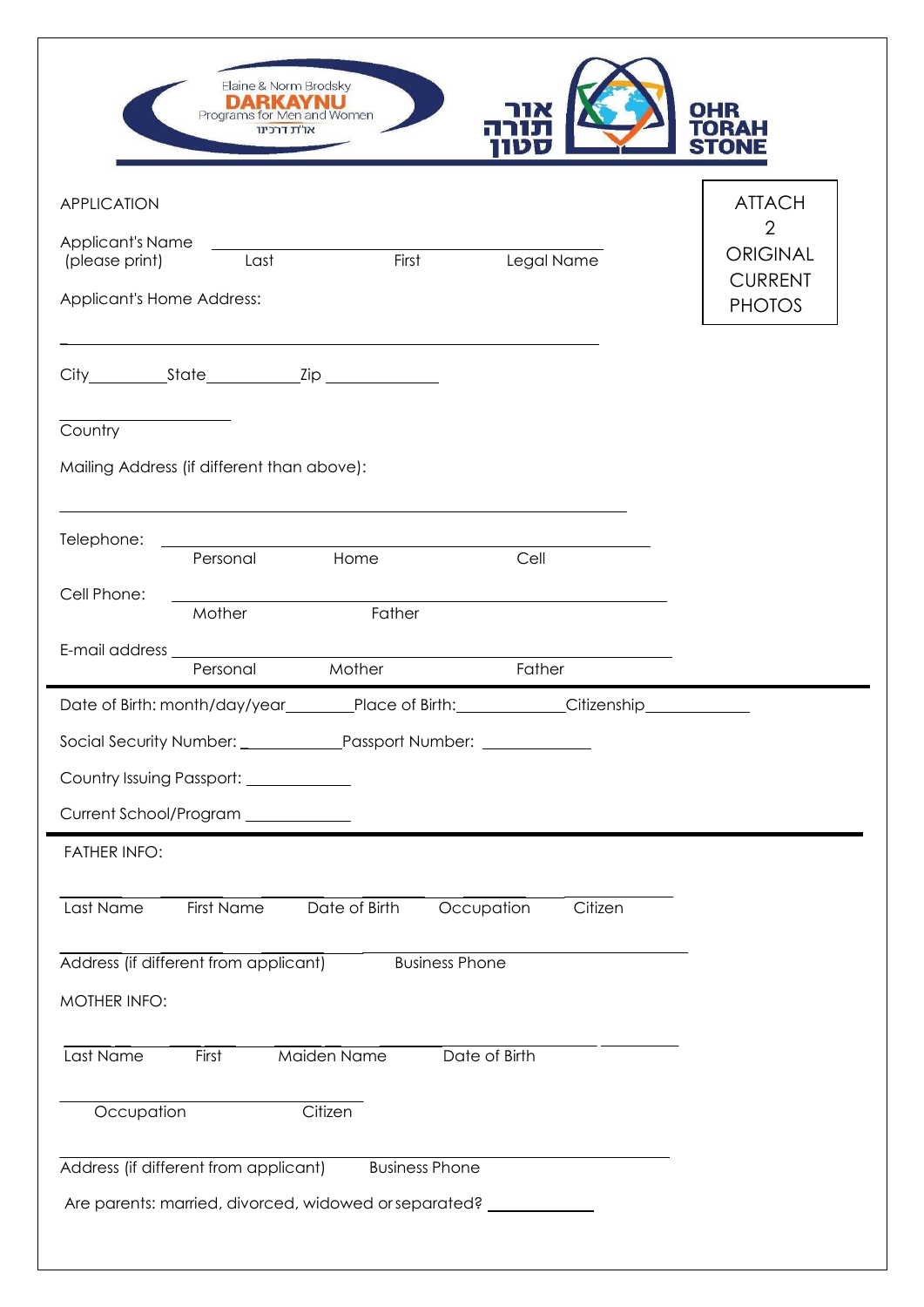Elaine & Norm Brodsky
**DARKAYNU**
Programs for Men and Women
אר"ת דרכינו

אור תורה סטון

**OHR TORAH STONE**

APPLICATION

ATTACH 2 ORIGINAL CURRENT PHOTOS

Applicant's Name (please print) ______________________________
Last First Legal Name

Applicant's Home Address:

______________________________

City__________State____________Zip ______________

______________
Country

Mailing Address (if different than above):

______________________________

Telephone: ______________________________
Personal Home Cell

Cell Phone: ______________________________
Mother Father

E-mail address ______________________________
Personal Mother Father

---

Date of Birth: month/day/year_________Place of Birth:_____________Citizenship_____________

Social Security Number: _____________Passport Number: ______________

Country Issuing Passport: ______________

Current School/Program ______________

---

FATHER INFO:

______________________________
Last Name First Name Date of Birth Occupation Citizen

______________________________
Address (if different from applicant) Business Phone

MOTHER INFO:

______________________________
Last Name First Maiden Name Date of Birth

______________________________
Occupation Citizen

______________________________
Address (if different from applicant) Business Phone

Are parents: married, divorced, widowed or separated? ______________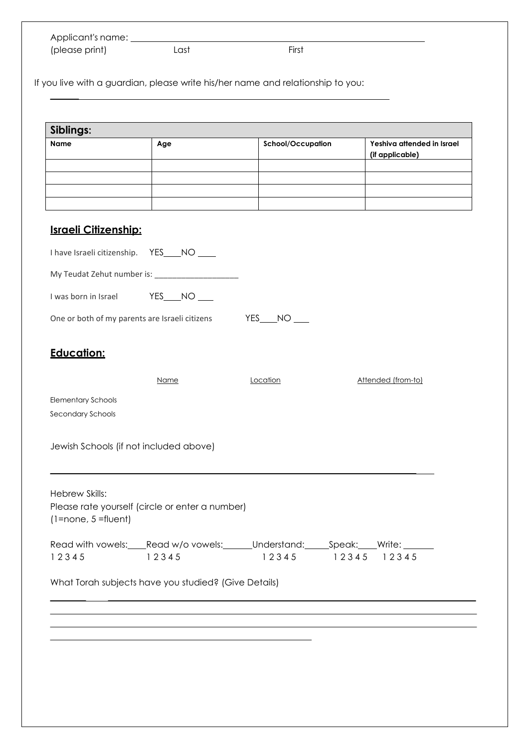Applicant's name: ______________________________________________

(please print) Last First

If you live with a guardian, please write his/her name and relationship to you:

______________________________________________

| Siblings: | | | |
|---|---|---|---|
| **Name** | **Age** | **School/Occupation** | **Yeshiva attended in Israel (if applicable)** |
| | | | |
| | | | |
| | | | |
| | | | |

## Israeli Citizenship:

I have Israeli citizenship. YES____NO ____

My Teudat Zehut number is: ___________________

I was born in Israel YES____NO ___

One or both of my parents are Israeli citizens YES____NO ___

## Education:

| | Name | Location | Attended (from-to) |
|---|---|---|---|
| Elementary Schools | | | |
| Secondary Schools | | | |

Jewish Schools (if not included above)

______________________________________________

Hebrew Skills:

Please rate yourself (circle or enter a number)

(1=none, 5 =fluent)

| Read with vowels:____ | Read w/o vowels:______ | Understand:_____ | Speak:____ | Write: ______ |
|---|---|---|---|---|
| 1 2 3 4 5 | 1 2 3 4 5 | 1 2 3 4 5 | 1 2 3 4 5 | 1 2 3 4 5 |

What Torah subjects have you studied? (Give Details)

______________________________________________

______________________________________________

______________________________________________

______________________________________________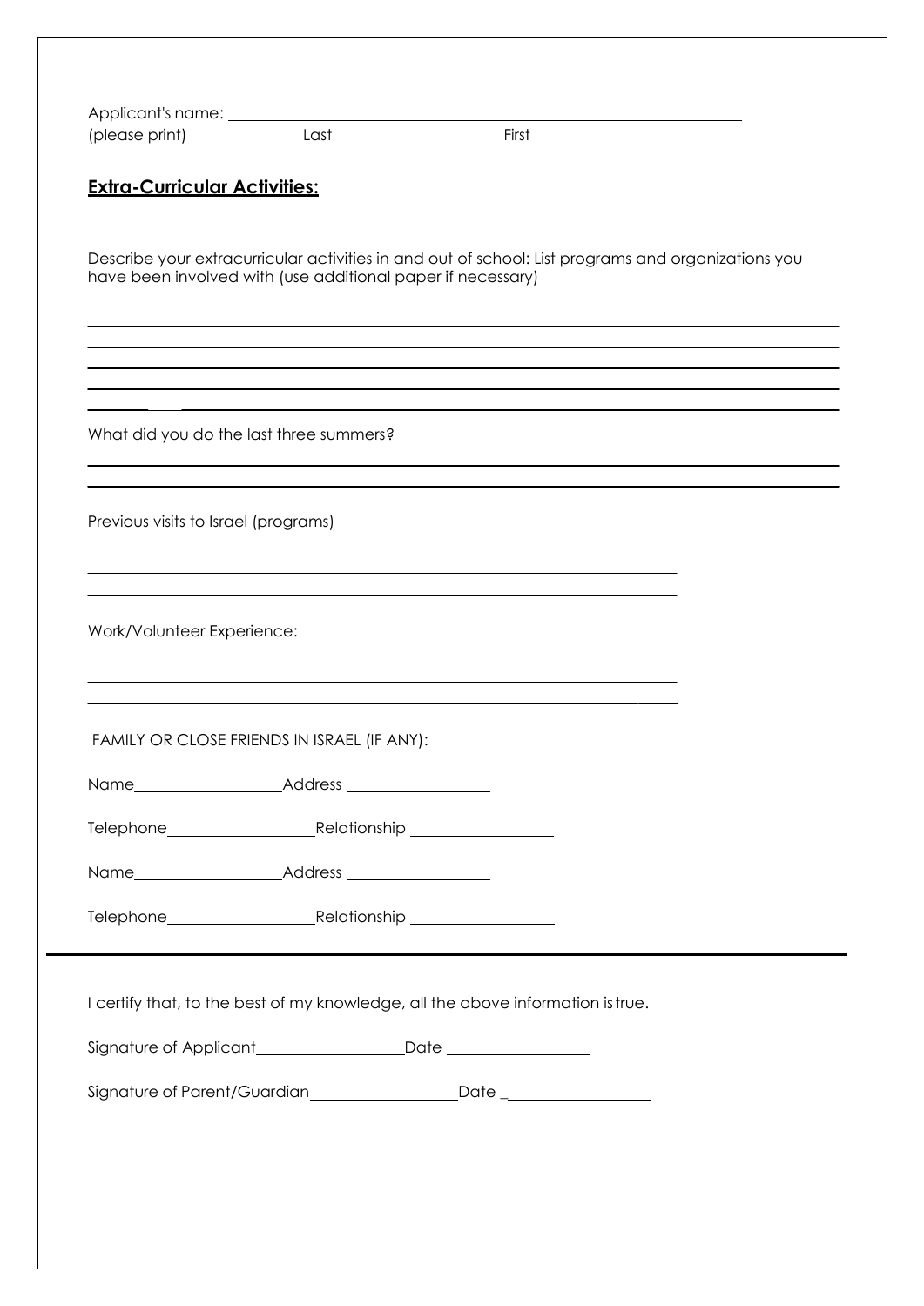Applicant's name: ______________________________________________________________
(please print) Last First

## **Extra-Curricular Activities:**

Describe your extracurricular activities in and out of school: List programs and organizations you have been involved with (use additional paper if necessary)

_______________________________________________________________________________
_______________________________________________________________________________
_______________________________________________________________________________
_______________________________________________________________________________
_______________________________________________________________________________

What did you do the last three summers?

_______________________________________________________________________________
_______________________________________________________________________________

Previous visits to Israel (programs)

_______________________________________________________________
_______________________________________________________________

Work/Volunteer Experience:

_______________________________________________________________
_______________________________________________________________

FAMILY OR CLOSE FRIENDS IN ISRAEL (IF ANY):

Name________________ Address ________________

Telephone________________ Relationship ________________

Name________________ Address ________________

Telephone________________ Relationship ________________

---

I certify that, to the best of my knowledge, all the above information is true.

Signature of Applicant________________ Date ________________

Signature of Parent/Guardian________________ Date ________________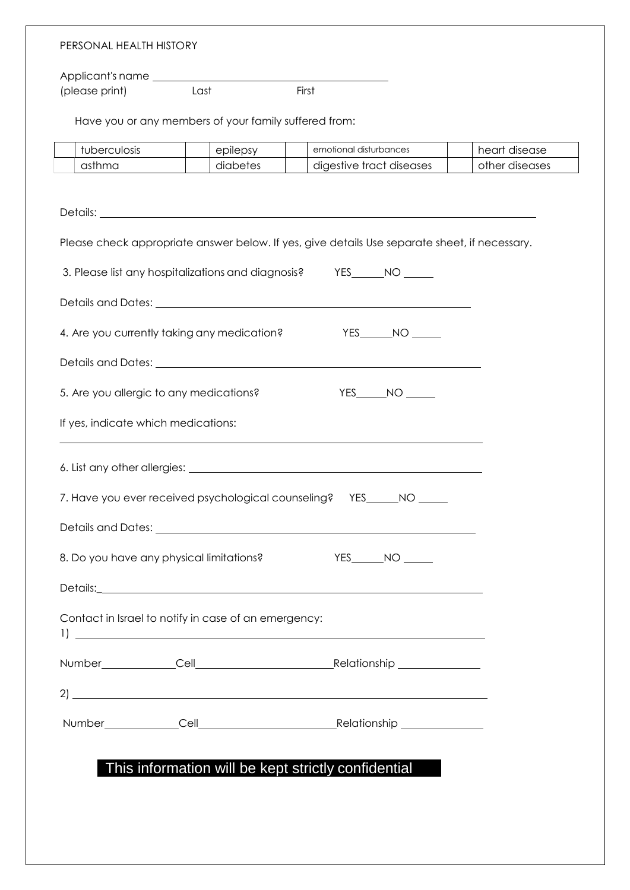PERSONAL HEALTH HISTORY

Applicant's name ___________________________________________
(please print) Last First

Have you or any members of your family suffered from:

| | | | | | | | |
|---|---|---|---|---|---|---|---|
| | tuberculosis | | epilepsy | | emotional disturbances | | heart disease |
| | asthma | | diabetes | | digestive tract diseases | | other diseases |

Details: ___________________________________________________________________________

Please check appropriate answer below. If yes, give details Use separate sheet, if necessary.

3. Please list any hospitalizations and diagnosis? YES______NO ______

Details and Dates: _______________________________________________________

4. Are you currently taking any medication? YES______NO ______

Details and Dates: _______________________________________________________

5. Are you allergic to any medications? YES______NO ______

If yes, indicate which medications:

_______________________________________________________________________

6. List any other allergies: ______________________________________________

7. Have you ever received psychological counseling? YES______NO ______

Details and Dates: _______________________________________________________

8. Do you have any physical limitations? YES______NO ______

Details:_______________________________________________________________

Contact in Israel to notify in case of an emergency:

1) ____________________________________________________________________

Number____________Cell______________________Relationship ______________

2) ____________________________________________________________________

Number____________Cell______________________Relationship ______________

**This information will be kept strictly confidential**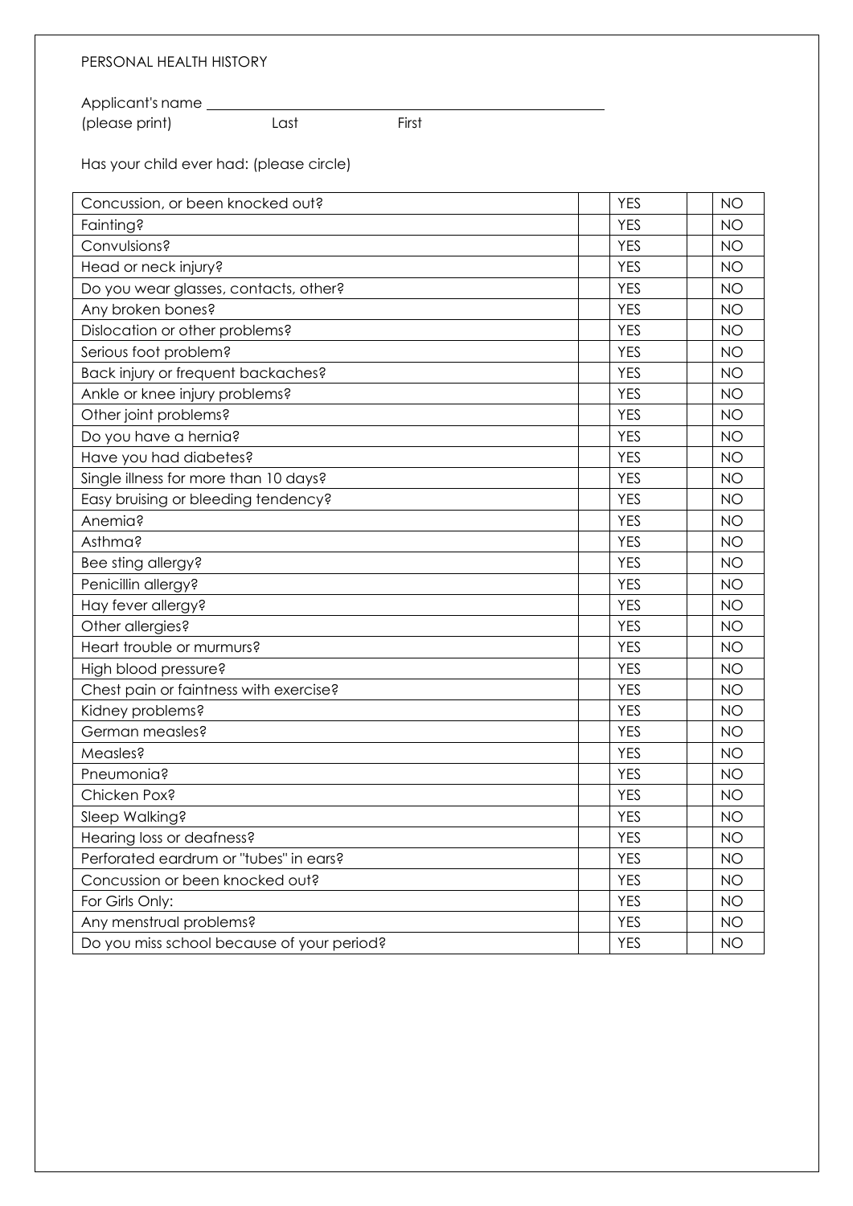PERSONAL HEALTH HISTORY

Applicant's name \_\_\_\_\_\_\_\_\_\_\_\_\_\_\_\_\_\_\_\_\_\_\_\_\_\_\_\_\_\_\_\_\_\_\_\_\_\_\_\_

(please print) Last First

Has your child ever had: (please circle)

| | | | | |
|---|---|---|---|---|
| Concussion, or been knocked out? | | YES | | NO |
| Fainting? | | YES | | NO |
| Convulsions? | | YES | | NO |
| Head or neck injury? | | YES | | NO |
| Do you wear glasses, contacts, other? | | YES | | NO |
| Any broken bones? | | YES | | NO |
| Dislocation or other problems? | | YES | | NO |
| Serious foot problem? | | YES | | NO |
| Back injury or frequent backaches? | | YES | | NO |
| Ankle or knee injury problems? | | YES | | NO |
| Other joint problems? | | YES | | NO |
| Do you have a hernia? | | YES | | NO |
| Have you had diabetes? | | YES | | NO |
| Single illness for more than 10 days? | | YES | | NO |
| Easy bruising or bleeding tendency? | | YES | | NO |
| Anemia? | | YES | | NO |
| Asthma? | | YES | | NO |
| Bee sting allergy? | | YES | | NO |
| Penicillin allergy? | | YES | | NO |
| Hay fever allergy? | | YES | | NO |
| Other allergies? | | YES | | NO |
| Heart trouble or murmurs? | | YES | | NO |
| High blood pressure? | | YES | | NO |
| Chest pain or faintness with exercise? | | YES | | NO |
| Kidney problems? | | YES | | NO |
| German measles? | | YES | | NO |
| Measles? | | YES | | NO |
| Pneumonia? | | YES | | NO |
| Chicken Pox? | | YES | | NO |
| Sleep Walking? | | YES | | NO |
| Hearing loss or deafness? | | YES | | NO |
| Perforated eardrum or "tubes" in ears? | | YES | | NO |
| Concussion or been knocked out? | | YES | | NO |
| For Girls Only: | | YES | | NO |
| Any menstrual problems? | | YES | | NO |
| Do you miss school because of your period? | | YES | | NO |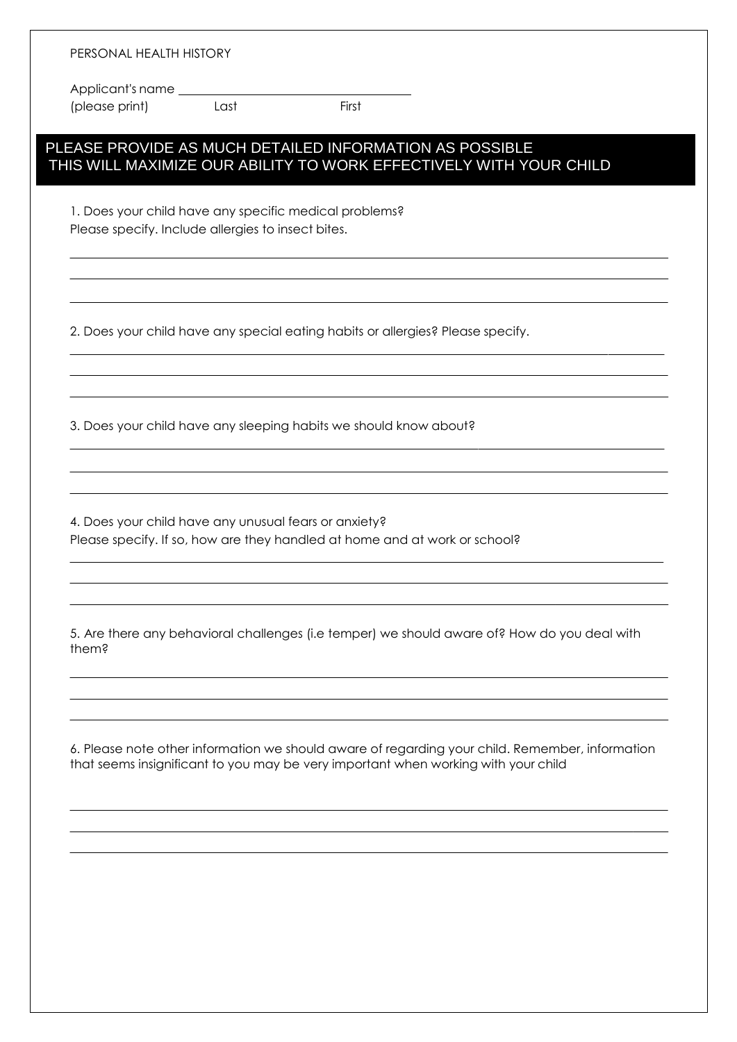PERSONAL HEALTH HISTORY

Applicant's name ______________________________
(please print) Last First

**PLEASE PROVIDE AS MUCH DETAILED INFORMATION AS POSSIBLE**
**THIS WILL MAXIMIZE OUR ABILITY TO WORK EFFECTIVELY WITH YOUR CHILD**

1. Does your child have any specific medical problems?
Please specify. Include allergies to insect bites.

______________________________________________________________________________
______________________________________________________________________________
______________________________________________________________________________

2. Does your child have any special eating habits or allergies? Please specify.

______________________________________________________________________________
______________________________________________________________________________
______________________________________________________________________________

3. Does your child have any sleeping habits we should know about?

______________________________________________________________________________
______________________________________________________________________________
______________________________________________________________________________

4. Does your child have any unusual fears or anxiety?
Please specify. If so, how are they handled at home and at work or school?

______________________________________________________________________________
______________________________________________________________________________
______________________________________________________________________________

5. Are there any behavioral challenges (i.e temper) we should aware of? How do you deal with them?

______________________________________________________________________________
______________________________________________________________________________
______________________________________________________________________________

6. Please note other information we should aware of regarding your child. Remember, information that seems insignificant to you may be very important when working with your child

______________________________________________________________________________
______________________________________________________________________________
______________________________________________________________________________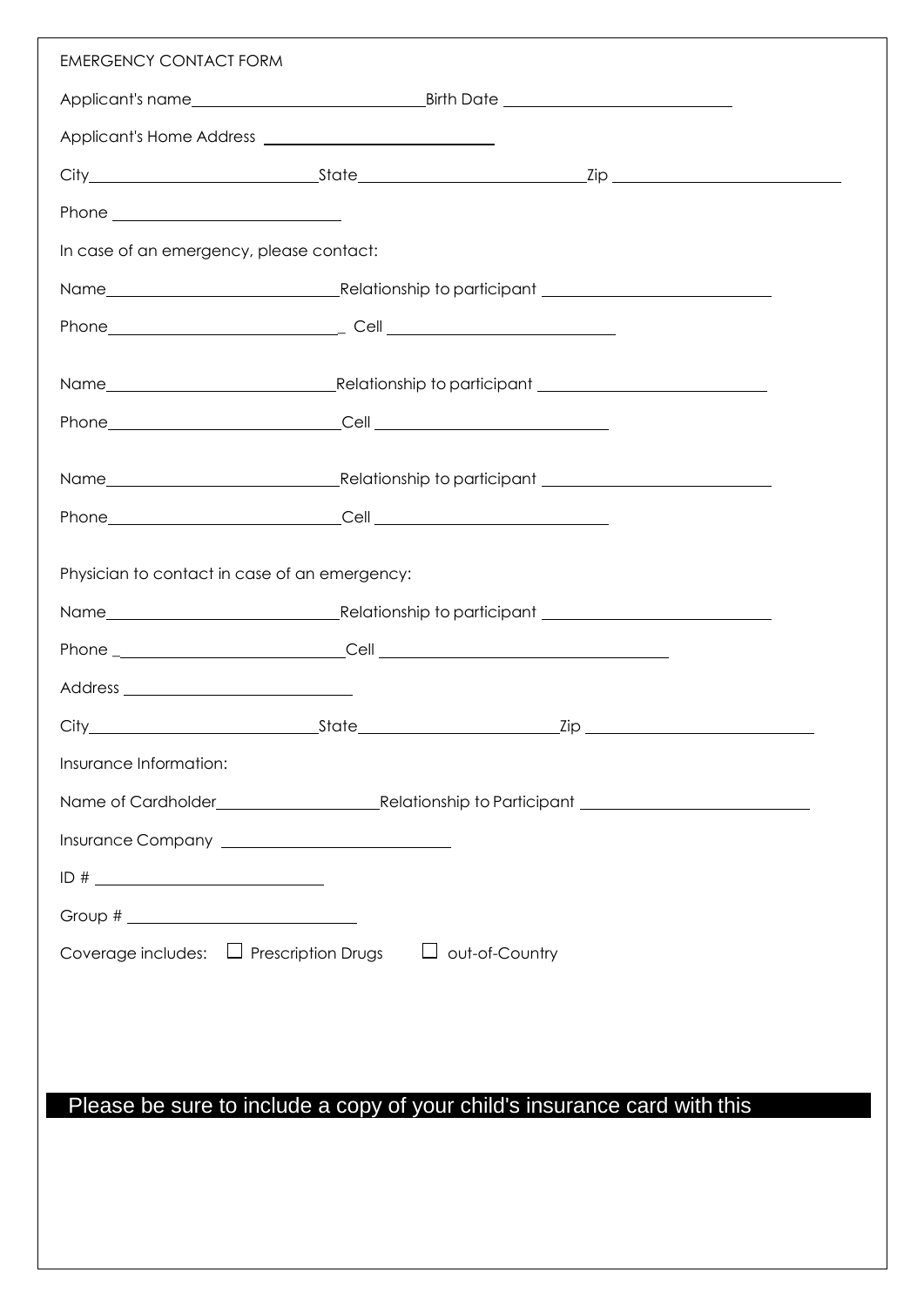EMERGENCY CONTACT FORM

Applicant's name\_\_\_\_\_\_\_\_\_\_\_\_\_\_\_\_\_\_\_\_\_\_\_\_\_\_\_\_ Birth Date \_\_\_\_\_\_\_\_\_\_\_\_\_\_\_\_\_\_\_\_\_\_\_\_\_\_\_\_

Applicant's Home Address \_\_\_\_\_\_\_\_\_\_\_\_\_\_\_\_\_\_\_\_\_\_\_\_\_\_\_\_

City\_\_\_\_\_\_\_\_\_\_\_\_\_\_\_\_\_\_\_\_\_\_\_\_\_\_\_\_ State\_\_\_\_\_\_\_\_\_\_\_\_\_\_\_\_\_\_\_\_\_\_\_\_\_\_\_\_ Zip \_\_\_\_\_\_\_\_\_\_\_\_\_\_\_\_\_\_\_\_\_\_\_\_\_\_\_\_

Phone \_\_\_\_\_\_\_\_\_\_\_\_\_\_\_\_\_\_\_\_\_\_\_\_\_\_\_\_

In case of an emergency, please contact:

Name\_\_\_\_\_\_\_\_\_\_\_\_\_\_\_\_\_\_\_\_\_\_\_\_\_\_\_\_ Relationship to participant \_\_\_\_\_\_\_\_\_\_\_\_\_\_\_\_\_\_\_\_\_\_\_\_\_\_\_\_

Phone\_\_\_\_\_\_\_\_\_\_\_\_\_\_\_\_\_\_\_\_\_\_\_\_\_\_\_\_ Cell \_\_\_\_\_\_\_\_\_\_\_\_\_\_\_\_\_\_\_\_\_\_\_\_\_\_\_\_

Name\_\_\_\_\_\_\_\_\_\_\_\_\_\_\_\_\_\_\_\_\_\_\_\_\_\_\_\_ Relationship to participant \_\_\_\_\_\_\_\_\_\_\_\_\_\_\_\_\_\_\_\_\_\_\_\_\_\_\_\_

Phone\_\_\_\_\_\_\_\_\_\_\_\_\_\_\_\_\_\_\_\_\_\_\_\_\_\_\_\_ Cell \_\_\_\_\_\_\_\_\_\_\_\_\_\_\_\_\_\_\_\_\_\_\_\_\_\_\_\_

Name\_\_\_\_\_\_\_\_\_\_\_\_\_\_\_\_\_\_\_\_\_\_\_\_\_\_\_\_ Relationship to participant \_\_\_\_\_\_\_\_\_\_\_\_\_\_\_\_\_\_\_\_\_\_\_\_\_\_\_\_

Phone\_\_\_\_\_\_\_\_\_\_\_\_\_\_\_\_\_\_\_\_\_\_\_\_\_\_\_\_ Cell \_\_\_\_\_\_\_\_\_\_\_\_\_\_\_\_\_\_\_\_\_\_\_\_\_\_\_\_

Physician to contact in case of an emergency:

Name\_\_\_\_\_\_\_\_\_\_\_\_\_\_\_\_\_\_\_\_\_\_\_\_\_\_\_\_ Relationship to participant \_\_\_\_\_\_\_\_\_\_\_\_\_\_\_\_\_\_\_\_\_\_\_\_\_\_\_\_

Phone \_\_\_\_\_\_\_\_\_\_\_\_\_\_\_\_\_\_\_\_\_\_\_\_\_\_\_\_ Cell \_\_\_\_\_\_\_\_\_\_\_\_\_\_\_\_\_\_\_\_\_\_\_\_\_\_\_\_

Address \_\_\_\_\_\_\_\_\_\_\_\_\_\_\_\_\_\_\_\_\_\_\_\_\_\_\_\_

City\_\_\_\_\_\_\_\_\_\_\_\_\_\_\_\_\_\_\_\_\_\_\_\_\_\_\_\_ State\_\_\_\_\_\_\_\_\_\_\_\_\_\_\_\_\_\_\_\_\_\_\_\_\_\_\_\_ Zip \_\_\_\_\_\_\_\_\_\_\_\_\_\_\_\_\_\_\_\_\_\_\_\_\_\_\_\_

Insurance Information:

Name of Cardholder\_\_\_\_\_\_\_\_\_\_\_\_\_\_\_\_\_\_\_\_ Relationship to Participant \_\_\_\_\_\_\_\_\_\_\_\_\_\_\_\_\_\_\_\_\_\_\_\_\_\_\_\_

Insurance Company \_\_\_\_\_\_\_\_\_\_\_\_\_\_\_\_\_\_\_\_\_\_\_\_\_\_\_\_

ID # \_\_\_\_\_\_\_\_\_\_\_\_\_\_\_\_\_\_\_\_\_\_\_\_\_\_\_\_

Group # \_\_\_\_\_\_\_\_\_\_\_\_\_\_\_\_\_\_\_\_\_\_\_\_\_\_\_\_

Coverage includes: ☐ Prescription Drugs ☐ out-of-Country

**Please be sure to include a copy of your child's insurance card with this**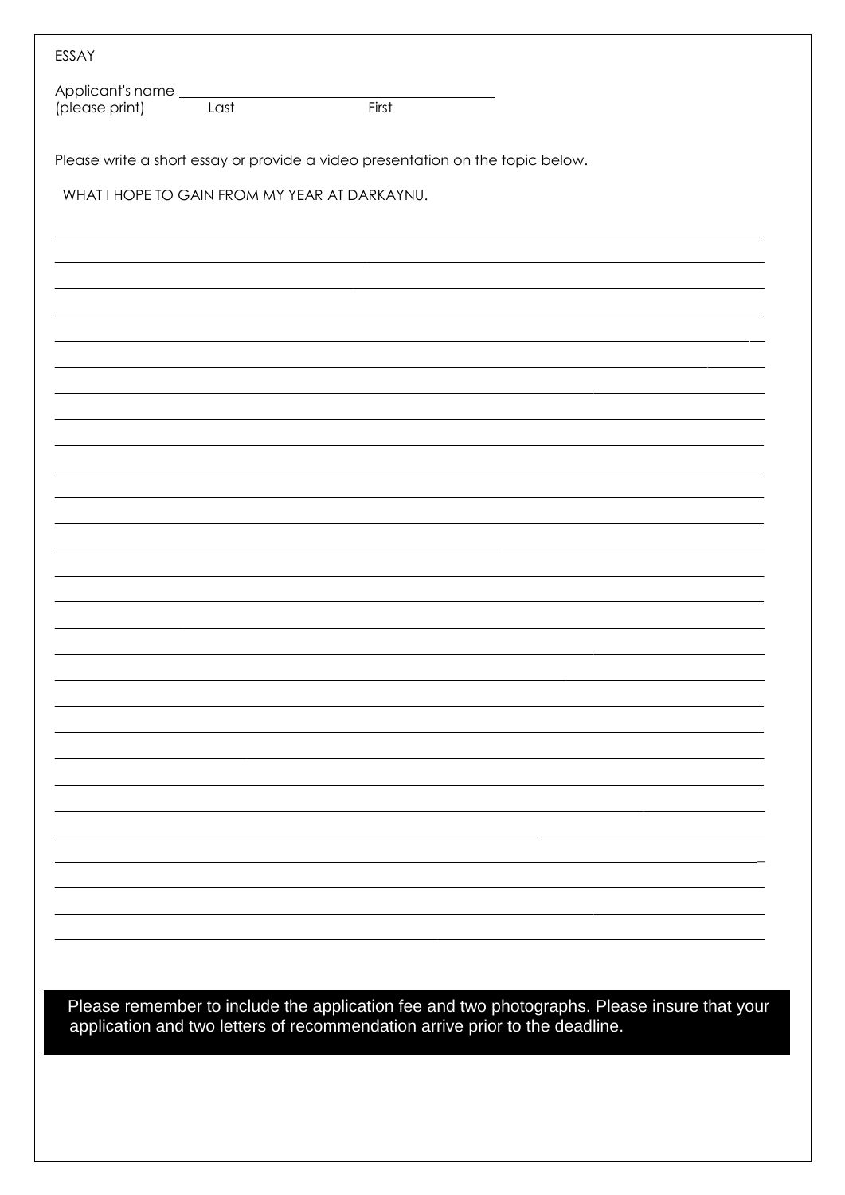ESSAY

Applicant's name ______________________________
(please print) Last First

Please write a short essay or provide a video presentation on the topic below.

WHAT I HOPE TO GAIN FROM MY YEAR AT DARKAYNU.

Please remember to include the application fee and two photographs. Please insure that your application and two letters of recommendation arrive prior to the deadline.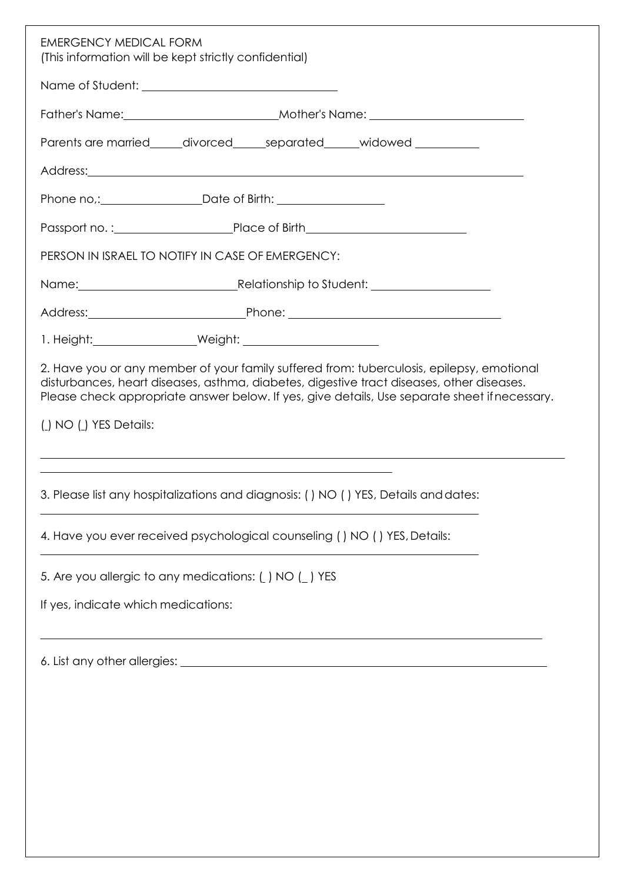EMERGENCY MEDICAL FORM
(This information will be kept strictly confidential)

Name of Student: ______________________________

Father's Name: ________________________ Mother's Name: ________________________

Parents are married_____ divorced_____ separated______ widowed __________

Address: ______________________________________________________________________

Phone no,: ________________ Date of Birth: _________________

Passport no. : ___________________ Place of Birth _________________________

PERSON IN ISRAEL TO NOTIFY IN CASE OF EMERGENCY:

Name: _________________________ Relationship to Student: ___________________

Address: _________________________ Phone: _________________________________

1. Height: ________________ Weight: ______________________

2. Have you or any member of your family suffered from: tuberculosis, epilepsy, emotional disturbances, heart diseases, asthma, diabetes, digestive tract diseases, other diseases. Please check appropriate answer below. If yes, give details, Use separate sheet if necessary.

(_) NO (_) YES Details:

______________________________________________________________________________

______________________________________________________

3. Please list any hospitalizations and diagnosis: ( ) NO ( ) YES, Details and dates:

______________________________________________________________________________

4. Have you ever received psychological counseling ( ) NO ( ) YES, Details:

______________________________________________________________________________

5. Are you allergic to any medications: (_ ) NO (_ ) YES

If yes, indicate which medications:

______________________________________________________________________________

6. List any other allergies: ____________________________________________________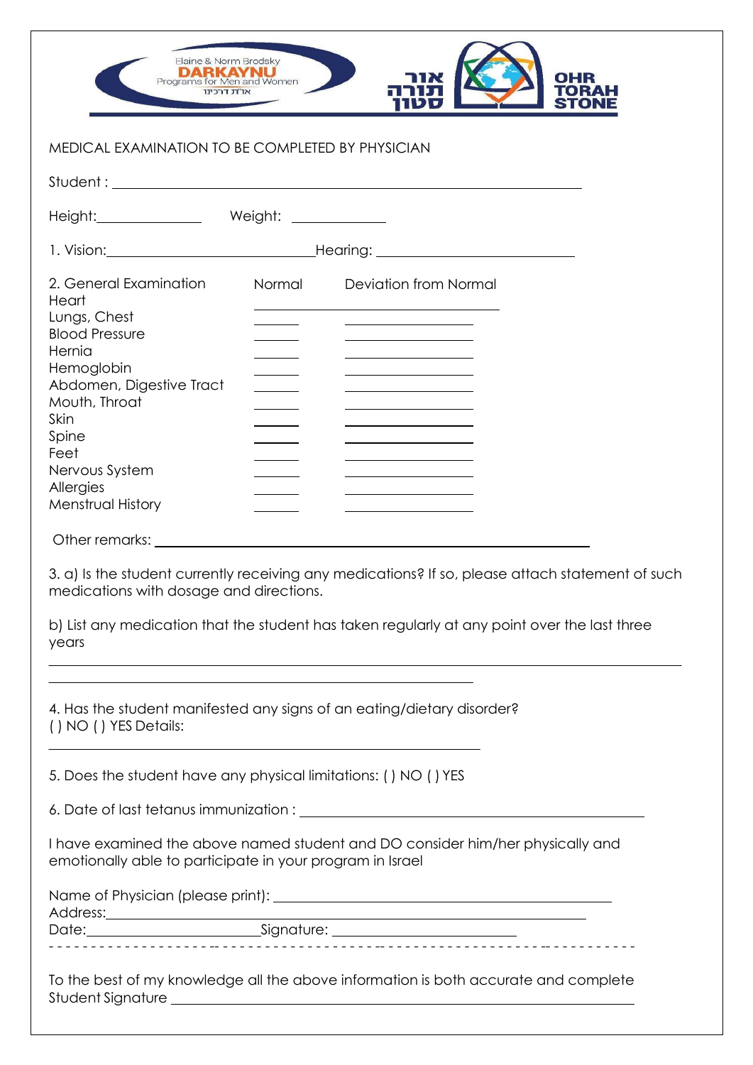Elaine & Norm Brodsky
DARKAYNU
Programs for Men and Women
ארץ דרכינו

אור תורה סטון

OHR TORAH STONE

MEDICAL EXAMINATION TO BE COMPLETED BY PHYSICIAN

Student : ______________________________________________

Height: ______________ Weight: ____________

1. Vision: ___________________________ Hearing: __________________________

| 2. General Examination | Normal | Deviation from Normal |
|---|---|---|
| Heart | | |
| Lungs, Chest | ______ | ______________ |
| Blood Pressure | ______ | ______________ |
| Hernia | ______ | ______________ |
| Hemoglobin | ______ | ______________ |
| Abdomen, Digestive Tract | ______ | ______________ |
| Mouth, Throat | ______ | ______________ |
| Skin | ______ | ______________ |
| Spine | ______ | ______________ |
| Feet | ______ | ______________ |
| Nervous System | ______ | ______________ |
| Allergies | ______ | ______________ |
| Menstrual History | ______ | ______________ |

Other remarks: ______________________________________________

3. a) Is the student currently receiving any medications? If so, please attach statement of such medications with dosage and directions.

b) List any medication that the student has taken regularly at any point over the last three years

______________________________________________________________________

______________________________________________

4. Has the student manifested any signs of an eating/dietary disorder?
( ) NO ( ) YES Details:

______________________________________________

5. Does the student have any physical limitations: ( ) NO ( ) YES

6. Date of last tetanus immunization : ____________________________________

I have examined the above named student and DO consider him/her physically and emotionally able to participate in your program in Israel

Name of Physician (please print): ____________________________________
Address: ______________________________________________
Date: ____________________ Signature: ____________________

- - - - - - - - - - - - - - - - - - - - - - - - - - - - - - - - - - - - - - - - - - - - - - - - - - - - - - - -

To the best of my knowledge all the above information is both accurate and complete
Student Signature ______________________________________________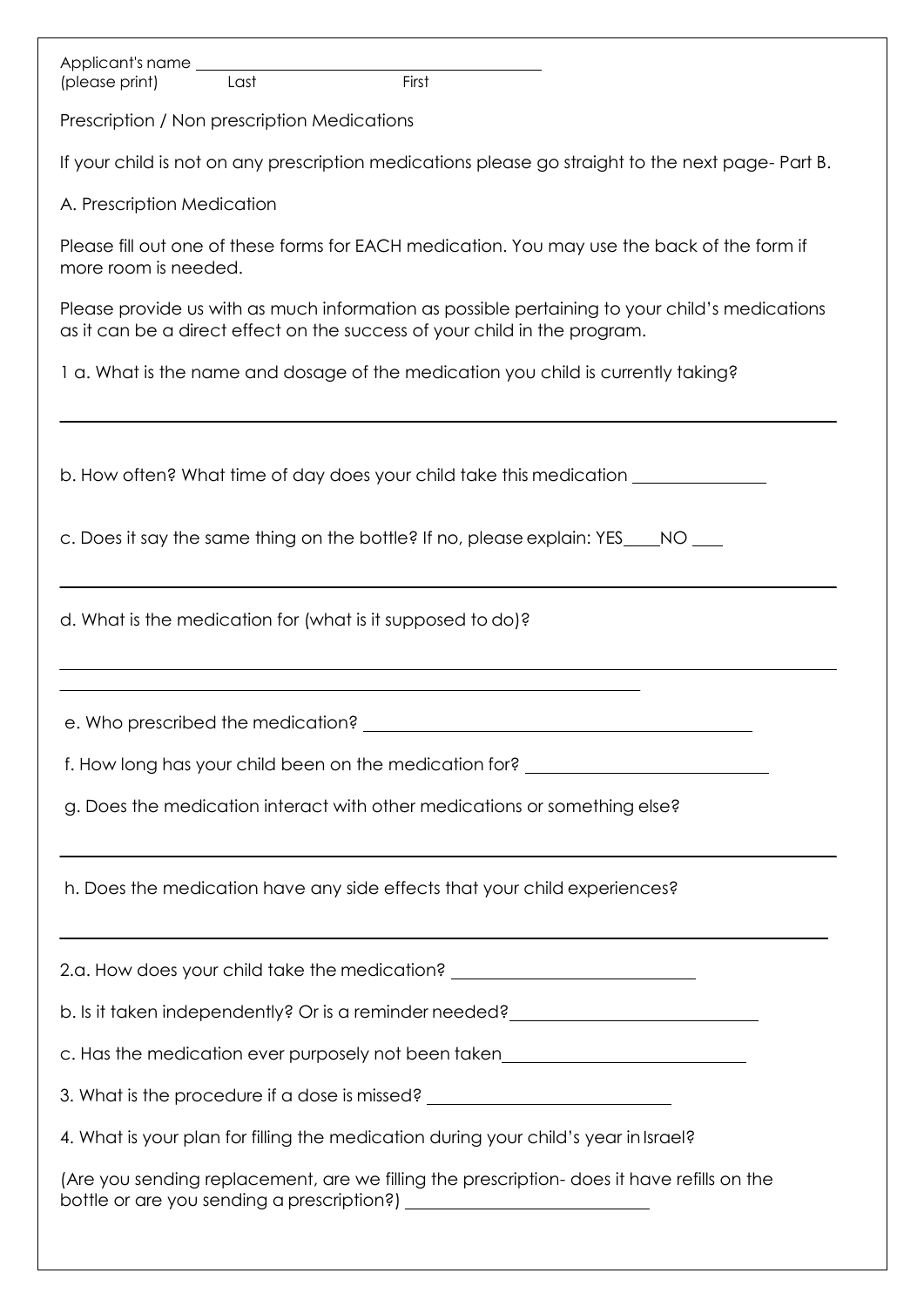Applicant's name ________________________________________
(please print) Last First

Prescription / Non prescription Medications

If your child is not on any prescription medications please go straight to the next page- Part B.

A. Prescription Medication

Please fill out one of these forms for EACH medication. You may use the back of the form if more room is needed.

Please provide us with as much information as possible pertaining to your child's medications as it can be a direct effect on the success of your child in the program.

1 a. What is the name and dosage of the medication you child is currently taking?

_______________________________________________________________________________

b. How often? What time of day does your child take this medication _______________

c. Does it say the same thing on the bottle? If no, please explain: YES____NO ___

_______________________________________________________________________________

d. What is the medication for (what is it supposed to do)?

_______________________________________________________________________________

_______________________________________________________________

e. Who prescribed the medication? ____________________________________________

f. How long has your child been on the medication for? ___________________________

g. Does the medication interact with other medications or something else?

_______________________________________________________________________________

h. Does the medication have any side effects that your child experiences?

_______________________________________________________________________________

2.a. How does your child take the medication? ___________________________

b. Is it taken independently? Or is a reminder needed?___________________________

c. Has the medication ever purposely not been taken___________________________

3. What is the procedure if a dose is missed? ___________________________

4. What is your plan for filling the medication during your child's year in Israel?

(Are you sending replacement, are we filling the prescription- does it have refills on the bottle or are you sending a prescription?) ___________________________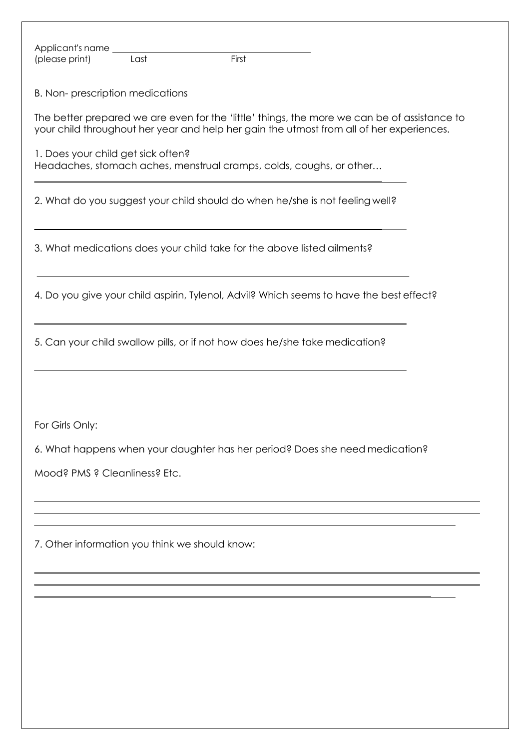Applicant's name ___________________________________________

(please print) Last First

B. Non- prescription medications

The better prepared we are even for the 'little' things, the more we can be of assistance to your child throughout her year and help her gain the utmost from all of her experiences.

1. Does your child get sick often?
Headaches, stomach aches, menstrual cramps, colds, coughs, or other…

___________________________________________________________________________

2. What do you suggest your child should do when he/she is not feeling well?

___________________________________________________________________________

3. What medications does your child take for the above listed ailments?

___________________________________________________________________________

4. Do you give your child aspirin, Tylenol, Advil? Which seems to have the best effect?

___________________________________________________________________________

5. Can your child swallow pills, or if not how does he/she take medication?

___________________________________________________________________________

For Girls Only:

6. What happens when your daughter has her period? Does she need medication?

Mood? PMS ? Cleanliness? Etc.

___________________________________________________________________________

___________________________________________________________________________

___________________________________________________________________________

7. Other information you think we should know:

___________________________________________________________________________

___________________________________________________________________________

___________________________________________________________________________